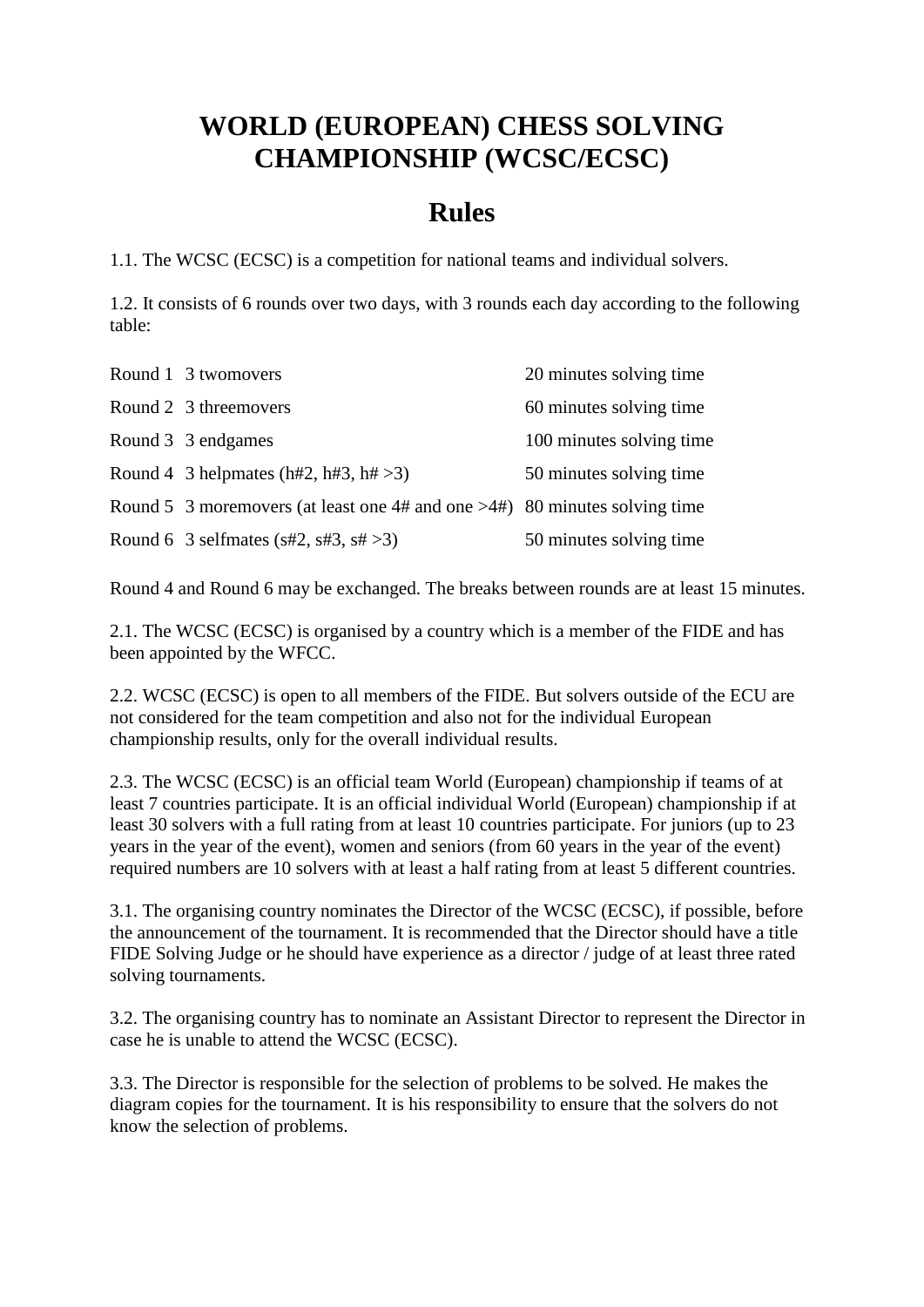# WORLD (EUROPEAN) CHESS SOLVING CHAMPIONSHIP (WCSC/ECSC)

## Rules

1.1. The WCSC (ECSC) is a competition for national teams and individual solvers.

1.2. It consists of 6 rounds over two days, with 3 rounds each day according to the following table:

| | | |
|---|---|---|
| Round 1 | 3 twomovers | 20 minutes solving time |
| Round 2 | 3 threemovers | 60 minutes solving time |
| Round 3 | 3 endgames | 100 minutes solving time |
| Round 4 | 3 helpmates (h#2, h#3, h# >3) | 50 minutes solving time |
| Round 5 | 3 moremovers (at least one 4# and one >4#) | 80 minutes solving time |
| Round 6 | 3 selfmates (s#2, s#3, s# >3) | 50 minutes solving time |

Round 4 and Round 6 may be exchanged. The breaks between rounds are at least 15 minutes.

2.1. The WCSC (ECSC) is organised by a country which is a member of the FIDE and has been appointed by the WFCC.

2.2. WCSC (ECSC) is open to all members of the FIDE. But solvers outside of the ECU are not considered for the team competition and also not for the individual European championship results, only for the overall individual results.

2.3. The WCSC (ECSC) is an official team World (European) championship if teams of at least 7 countries participate. It is an official individual World (European) championship if at least 30 solvers with a full rating from at least 10 countries participate. For juniors (up to 23 years in the year of the event), women and seniors (from 60 years in the year of the event) required numbers are 10 solvers with at least a half rating from at least 5 different countries.

3.1. The organising country nominates the Director of the WCSC (ECSC), if possible, before the announcement of the tournament. It is recommended that the Director should have a title FIDE Solving Judge or he should have experience as a director / judge of at least three rated solving tournaments.

3.2. The organising country has to nominate an Assistant Director to represent the Director in case he is unable to attend the WCSC (ECSC).

3.3. The Director is responsible for the selection of problems to be solved. He makes the diagram copies for the tournament. It is his responsibility to ensure that the solvers do not know the selection of problems.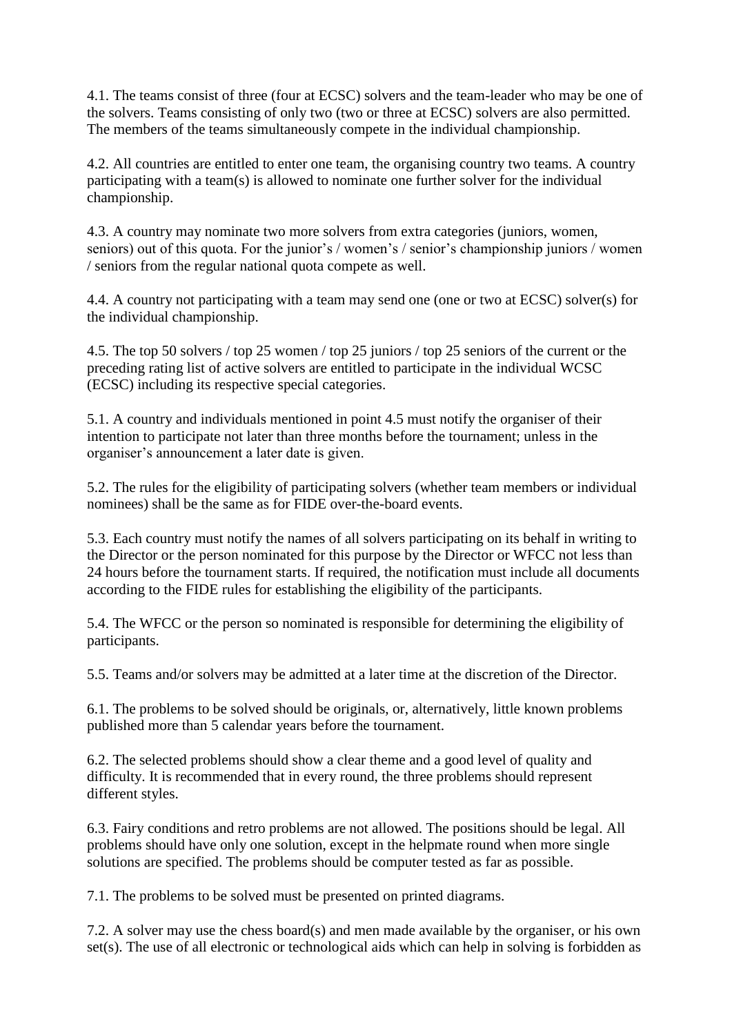4.1. The teams consist of three (four at ECSC) solvers and the team-leader who may be one of the solvers. Teams consisting of only two (two or three at ECSC) solvers are also permitted. The members of the teams simultaneously compete in the individual championship.

4.2. All countries are entitled to enter one team, the organising country two teams. A country participating with a team(s) is allowed to nominate one further solver for the individual championship.

4.3. A country may nominate two more solvers from extra categories (juniors, women, seniors) out of this quota. For the junior's / women's / senior's championship juniors / women / seniors from the regular national quota compete as well.

4.4. A country not participating with a team may send one (one or two at ECSC) solver(s) for the individual championship.

4.5. The top 50 solvers / top 25 women / top 25 juniors / top 25 seniors of the current or the preceding rating list of active solvers are entitled to participate in the individual WCSC (ECSC) including its respective special categories.

5.1. A country and individuals mentioned in point 4.5 must notify the organiser of their intention to participate not later than three months before the tournament; unless in the organiser's announcement a later date is given.

5.2. The rules for the eligibility of participating solvers (whether team members or individual nominees) shall be the same as for FIDE over-the-board events.

5.3. Each country must notify the names of all solvers participating on its behalf in writing to the Director or the person nominated for this purpose by the Director or WFCC not less than 24 hours before the tournament starts. If required, the notification must include all documents according to the FIDE rules for establishing the eligibility of the participants.

5.4. The WFCC or the person so nominated is responsible for determining the eligibility of participants.

5.5. Teams and/or solvers may be admitted at a later time at the discretion of the Director.

6.1. The problems to be solved should be originals, or, alternatively, little known problems published more than 5 calendar years before the tournament.

6.2. The selected problems should show a clear theme and a good level of quality and difficulty. It is recommended that in every round, the three problems should represent different styles.

6.3. Fairy conditions and retro problems are not allowed. The positions should be legal. All problems should have only one solution, except in the helpmate round when more single solutions are specified. The problems should be computer tested as far as possible.

7.1. The problems to be solved must be presented on printed diagrams.

7.2. A solver may use the chess board(s) and men made available by the organiser, or his own set(s). The use of all electronic or technological aids which can help in solving is forbidden as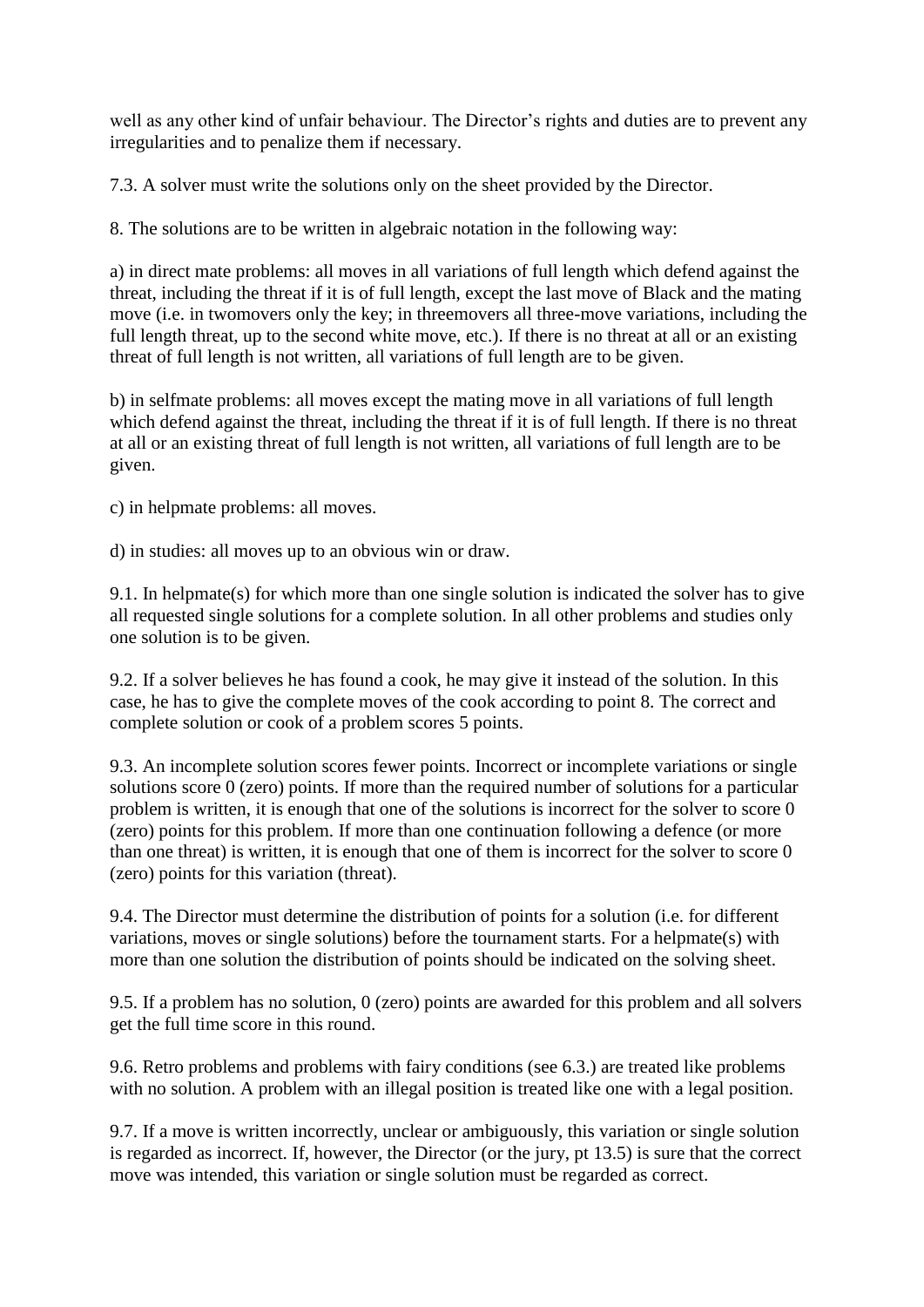well as any other kind of unfair behaviour. The Director's rights and duties are to prevent any irregularities and to penalize them if necessary.

7.3. A solver must write the solutions only on the sheet provided by the Director.

8. The solutions are to be written in algebraic notation in the following way:

a) in direct mate problems: all moves in all variations of full length which defend against the threat, including the threat if it is of full length, except the last move of Black and the mating move (i.e. in twomovers only the key; in threemovers all three-move variations, including the full length threat, up to the second white move, etc.). If there is no threat at all or an existing threat of full length is not written, all variations of full length are to be given.

b) in selfmate problems: all moves except the mating move in all variations of full length which defend against the threat, including the threat if it is of full length. If there is no threat at all or an existing threat of full length is not written, all variations of full length are to be given.

c) in helpmate problems: all moves.

d) in studies: all moves up to an obvious win or draw.

9.1. In helpmate(s) for which more than one single solution is indicated the solver has to give all requested single solutions for a complete solution. In all other problems and studies only one solution is to be given.

9.2. If a solver believes he has found a cook, he may give it instead of the solution. In this case, he has to give the complete moves of the cook according to point 8. The correct and complete solution or cook of a problem scores 5 points.

9.3. An incomplete solution scores fewer points. Incorrect or incomplete variations or single solutions score 0 (zero) points. If more than the required number of solutions for a particular problem is written, it is enough that one of the solutions is incorrect for the solver to score 0 (zero) points for this problem. If more than one continuation following a defence (or more than one threat) is written, it is enough that one of them is incorrect for the solver to score 0 (zero) points for this variation (threat).

9.4. The Director must determine the distribution of points for a solution (i.e. for different variations, moves or single solutions) before the tournament starts. For a helpmate(s) with more than one solution the distribution of points should be indicated on the solving sheet.

9.5. If a problem has no solution, 0 (zero) points are awarded for this problem and all solvers get the full time score in this round.

9.6. Retro problems and problems with fairy conditions (see 6.3.) are treated like problems with no solution. A problem with an illegal position is treated like one with a legal position.

9.7. If a move is written incorrectly, unclear or ambiguously, this variation or single solution is regarded as incorrect. If, however, the Director (or the jury, pt 13.5) is sure that the correct move was intended, this variation or single solution must be regarded as correct.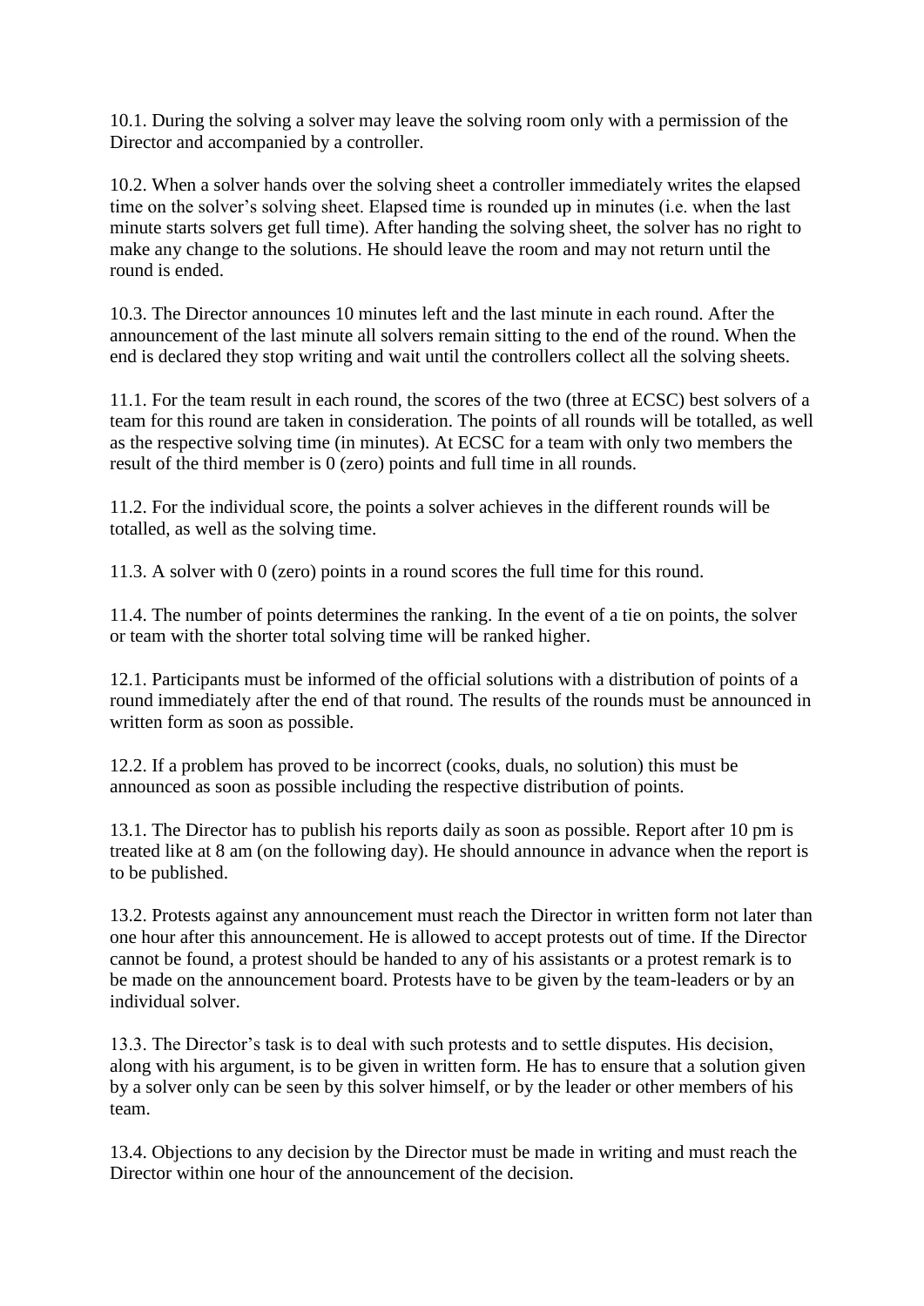10.1. During the solving a solver may leave the solving room only with a permission of the Director and accompanied by a controller.

10.2. When a solver hands over the solving sheet a controller immediately writes the elapsed time on the solver's solving sheet. Elapsed time is rounded up in minutes (i.e. when the last minute starts solvers get full time). After handing the solving sheet, the solver has no right to make any change to the solutions. He should leave the room and may not return until the round is ended.

10.3. The Director announces 10 minutes left and the last minute in each round. After the announcement of the last minute all solvers remain sitting to the end of the round. When the end is declared they stop writing and wait until the controllers collect all the solving sheets.

11.1. For the team result in each round, the scores of the two (three at ECSC) best solvers of a team for this round are taken in consideration. The points of all rounds will be totalled, as well as the respective solving time (in minutes). At ECSC for a team with only two members the result of the third member is 0 (zero) points and full time in all rounds.

11.2. For the individual score, the points a solver achieves in the different rounds will be totalled, as well as the solving time.

11.3. A solver with 0 (zero) points in a round scores the full time for this round.

11.4. The number of points determines the ranking. In the event of a tie on points, the solver or team with the shorter total solving time will be ranked higher.

12.1. Participants must be informed of the official solutions with a distribution of points of a round immediately after the end of that round. The results of the rounds must be announced in written form as soon as possible.

12.2. If a problem has proved to be incorrect (cooks, duals, no solution) this must be announced as soon as possible including the respective distribution of points.

13.1. The Director has to publish his reports daily as soon as possible. Report after 10 pm is treated like at 8 am (on the following day). He should announce in advance when the report is to be published.

13.2. Protests against any announcement must reach the Director in written form not later than one hour after this announcement. He is allowed to accept protests out of time. If the Director cannot be found, a protest should be handed to any of his assistants or a protest remark is to be made on the announcement board. Protests have to be given by the team-leaders or by an individual solver.

13.3. The Director's task is to deal with such protests and to settle disputes. His decision, along with his argument, is to be given in written form. He has to ensure that a solution given by a solver only can be seen by this solver himself, or by the leader or other members of his team.

13.4. Objections to any decision by the Director must be made in writing and must reach the Director within one hour of the announcement of the decision.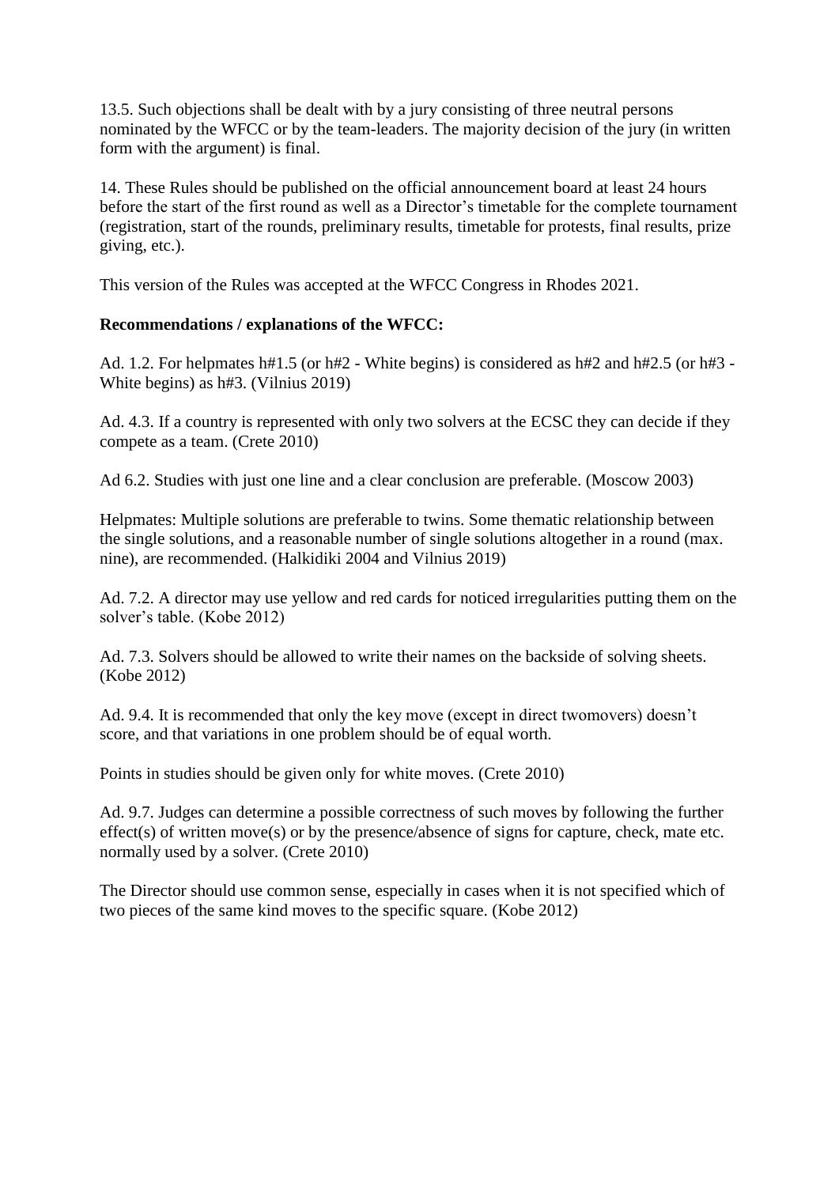13.5. Such objections shall be dealt with by a jury consisting of three neutral persons nominated by the WFCC or by the team-leaders. The majority decision of the jury (in written form with the argument) is final.

14. These Rules should be published on the official announcement board at least 24 hours before the start of the first round as well as a Director's timetable for the complete tournament (registration, start of the rounds, preliminary results, timetable for protests, final results, prize giving, etc.).

This version of the Rules was accepted at the WFCC Congress in Rhodes 2021.

**Recommendations / explanations of the WFCC:**

Ad. 1.2. For helpmates h#1.5 (or h#2 - White begins) is considered as h#2 and h#2.5 (or h#3 - White begins) as h#3. (Vilnius 2019)

Ad. 4.3. If a country is represented with only two solvers at the ECSC they can decide if they compete as a team. (Crete 2010)

Ad 6.2. Studies with just one line and a clear conclusion are preferable. (Moscow 2003)

Helpmates: Multiple solutions are preferable to twins. Some thematic relationship between the single solutions, and a reasonable number of single solutions altogether in a round (max. nine), are recommended. (Halkidiki 2004 and Vilnius 2019)

Ad. 7.2. A director may use yellow and red cards for noticed irregularities putting them on the solver's table. (Kobe 2012)

Ad. 7.3. Solvers should be allowed to write their names on the backside of solving sheets. (Kobe 2012)

Ad. 9.4. It is recommended that only the key move (except in direct twomovers) doesn't score, and that variations in one problem should be of equal worth.

Points in studies should be given only for white moves. (Crete 2010)

Ad. 9.7. Judges can determine a possible correctness of such moves by following the further effect(s) of written move(s) or by the presence/absence of signs for capture, check, mate etc. normally used by a solver. (Crete 2010)

The Director should use common sense, especially in cases when it is not specified which of two pieces of the same kind moves to the specific square. (Kobe 2012)